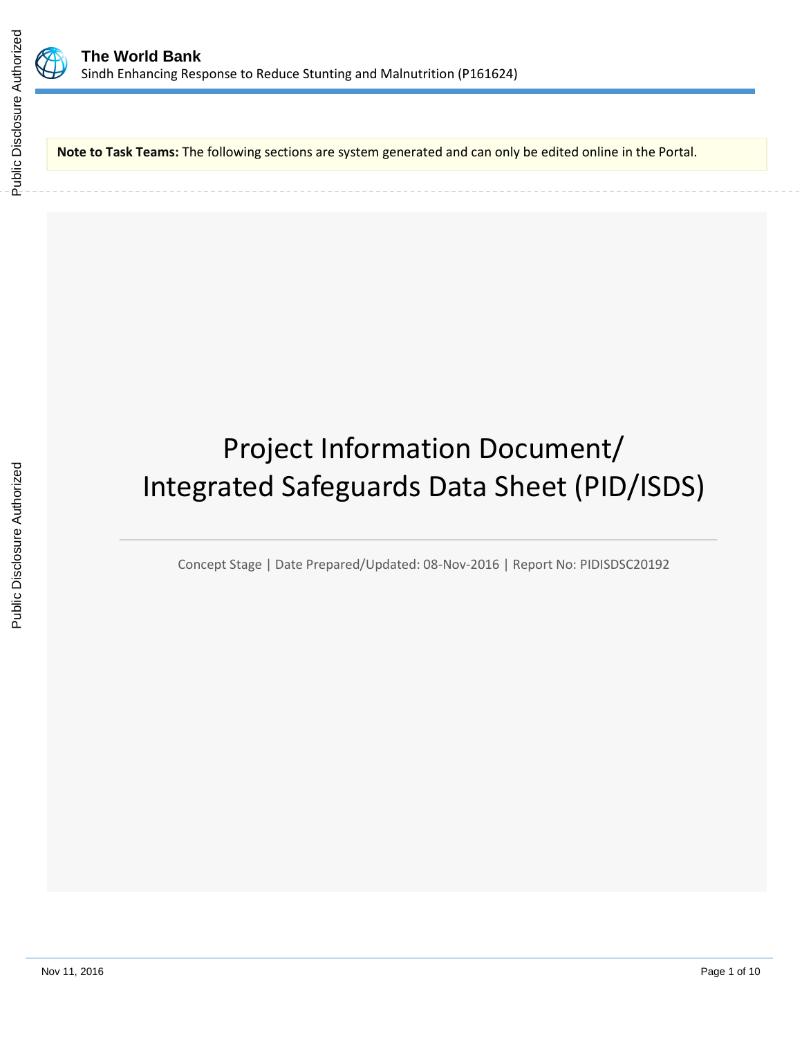# The World Bank

Sindh Enhancing Response to Reduce Stunting and Malnutrition (P161624)

**Note to Task Teams:** The following sections are system generated and can only be edited online in the Portal.

# Project Information Document/ Integrated Safeguards Data Sheet (PID/ISDS)

Concept Stage | Date Prepared/Updated: 08-Nov-2016 | Report No: PIDISDSC20192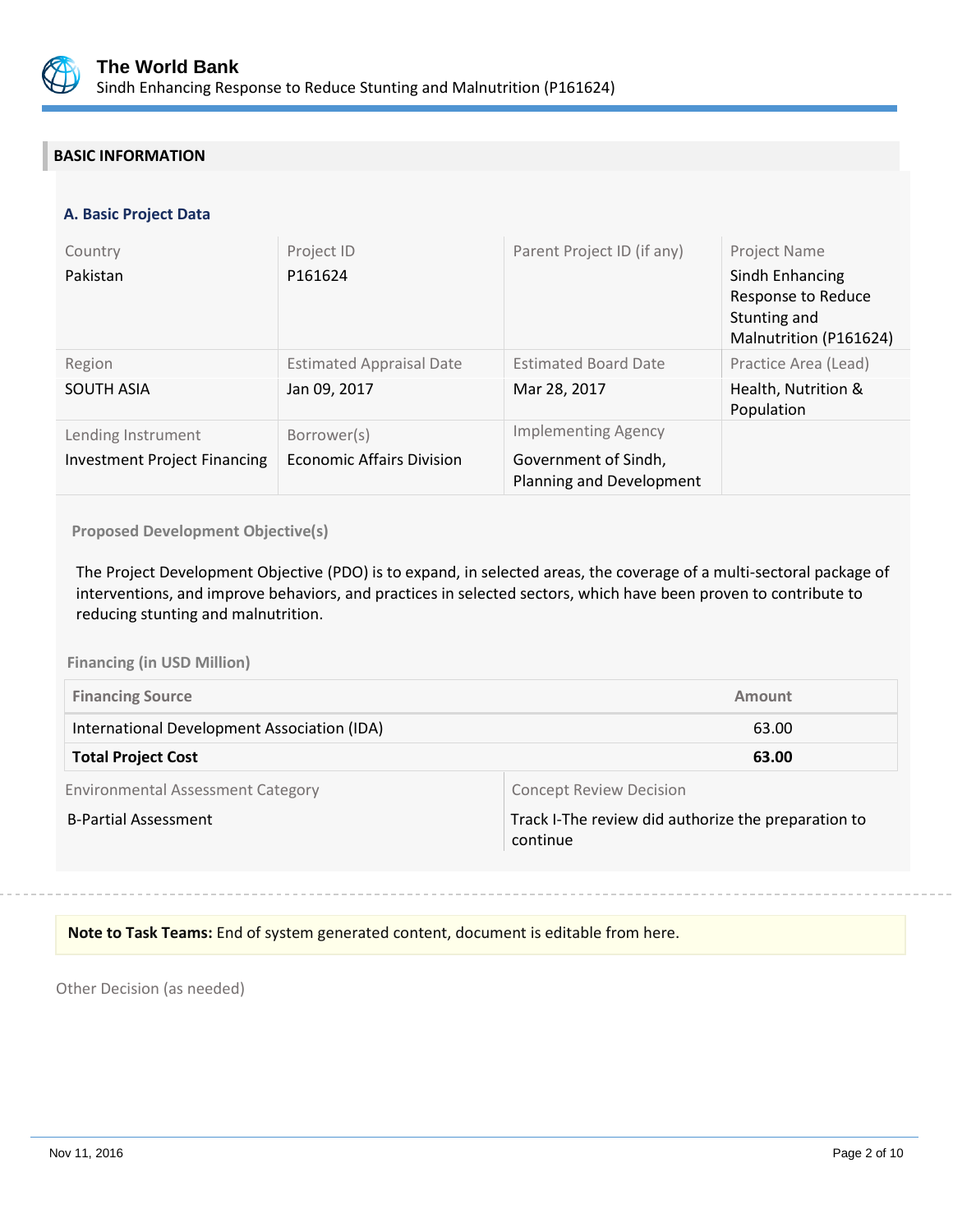## BASIC INFORMATION

### A. Basic Project Data

| Country | Project ID | Parent Project ID (if any) | Project Name |
|---|---|---|---|
| Pakistan | P161624 | | Sindh Enhancing Response to Reduce Stunting and Malnutrition (P161624) |
| **Region** | **Estimated Appraisal Date** | **Estimated Board Date** | **Practice Area (Lead)** |
| SOUTH ASIA | Jan 09, 2017 | Mar 28, 2017 | Health, Nutrition & Population |
| **Lending Instrument** | **Borrower(s)** | **Implementing Agency** | |
| Investment Project Financing | Economic Affairs Division | Government of Sindh, Planning and Development | |

**Proposed Development Objective(s)**

The Project Development Objective (PDO) is to expand, in selected areas, the coverage of a multi-sectoral package of interventions, and improve behaviors, and practices in selected sectors, which have been proven to contribute to reducing stunting and malnutrition.

**Financing (in USD Million)**

| Financing Source | Amount |
|---|---|
| International Development Association (IDA) | 63.00 |
| **Total Project Cost** | **63.00** |

| Environmental Assessment Category | Concept Review Decision |
|---|---|
| B-Partial Assessment | Track I-The review did authorize the preparation to continue |

**Note to Task Teams:** End of system generated content, document is editable from here.

Other Decision (as needed)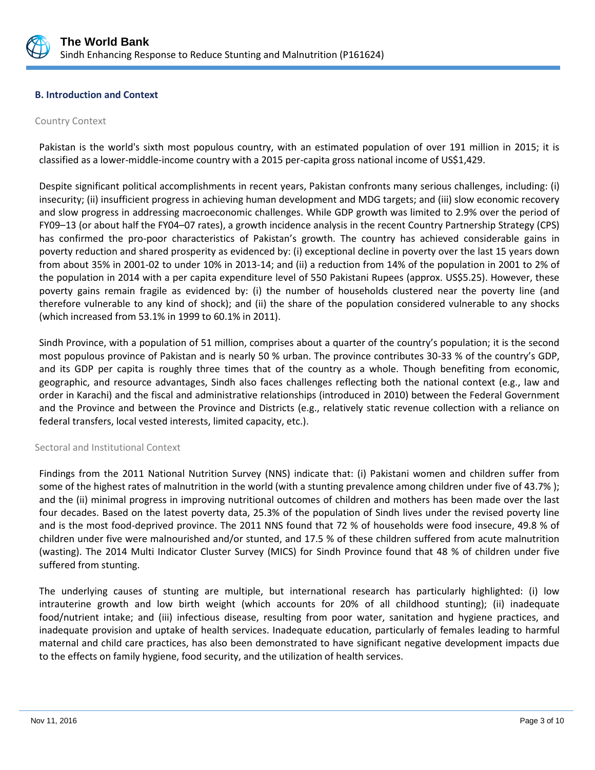### B. Introduction and Context

#### Country Context

Pakistan is the world's sixth most populous country, with an estimated population of over 191 million in 2015; it is classified as a lower-middle-income country with a 2015 per-capita gross national income of US$1,429.

Despite significant political accomplishments in recent years, Pakistan confronts many serious challenges, including: (i) insecurity; (ii) insufficient progress in achieving human development and MDG targets; and (iii) slow economic recovery and slow progress in addressing macroeconomic challenges. While GDP growth was limited to 2.9% over the period of FY09–13 (or about half the FY04–07 rates), a growth incidence analysis in the recent Country Partnership Strategy (CPS) has confirmed the pro-poor characteristics of Pakistan's growth. The country has achieved considerable gains in poverty reduction and shared prosperity as evidenced by: (i) exceptional decline in poverty over the last 15 years down from about 35% in 2001-02 to under 10% in 2013-14; and (ii) a reduction from 14% of the population in 2001 to 2% of the population in 2014 with a per capita expenditure level of 550 Pakistani Rupees (approx. US$5.25). However, these poverty gains remain fragile as evidenced by: (i) the number of households clustered near the poverty line (and therefore vulnerable to any kind of shock); and (ii) the share of the population considered vulnerable to any shocks (which increased from 53.1% in 1999 to 60.1% in 2011).

Sindh Province, with a population of 51 million, comprises about a quarter of the country's population; it is the second most populous province of Pakistan and is nearly 50 % urban. The province contributes 30-33 % of the country's GDP, and its GDP per capita is roughly three times that of the country as a whole. Though benefiting from economic, geographic, and resource advantages, Sindh also faces challenges reflecting both the national context (e.g., law and order in Karachi) and the fiscal and administrative relationships (introduced in 2010) between the Federal Government and the Province and between the Province and Districts (e.g., relatively static revenue collection with a reliance on federal transfers, local vested interests, limited capacity, etc.).

#### Sectoral and Institutional Context

Findings from the 2011 National Nutrition Survey (NNS) indicate that: (i) Pakistani women and children suffer from some of the highest rates of malnutrition in the world (with a stunting prevalence among children under five of 43.7% ); and the (ii) minimal progress in improving nutritional outcomes of children and mothers has been made over the last four decades. Based on the latest poverty data, 25.3% of the population of Sindh lives under the revised poverty line and is the most food-deprived province. The 2011 NNS found that 72 % of households were food insecure, 49.8 % of children under five were malnourished and/or stunted, and 17.5 % of these children suffered from acute malnutrition (wasting). The 2014 Multi Indicator Cluster Survey (MICS) for Sindh Province found that 48 % of children under five suffered from stunting.

The underlying causes of stunting are multiple, but international research has particularly highlighted: (i) low intrauterine growth and low birth weight (which accounts for 20% of all childhood stunting); (ii) inadequate food/nutrient intake; and (iii) infectious disease, resulting from poor water, sanitation and hygiene practices, and inadequate provision and uptake of health services. Inadequate education, particularly of females leading to harmful maternal and child care practices, has also been demonstrated to have significant negative development impacts due to the effects on family hygiene, food security, and the utilization of health services.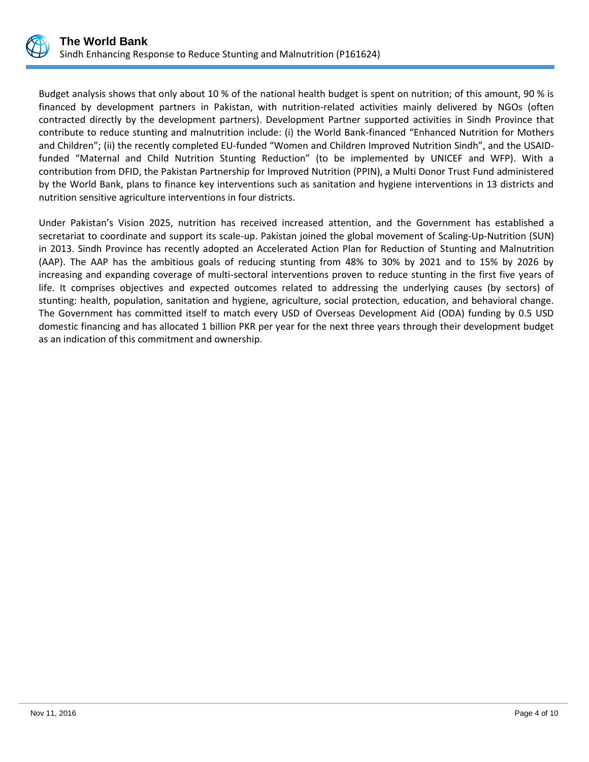Budget analysis shows that only about 10 % of the national health budget is spent on nutrition; of this amount, 90 % is financed by development partners in Pakistan, with nutrition-related activities mainly delivered by NGOs (often contracted directly by the development partners). Development Partner supported activities in Sindh Province that contribute to reduce stunting and malnutrition include: (i) the World Bank-financed "Enhanced Nutrition for Mothers and Children"; (ii) the recently completed EU-funded "Women and Children Improved Nutrition Sindh", and the USAID-funded "Maternal and Child Nutrition Stunting Reduction" (to be implemented by UNICEF and WFP). With a contribution from DFID, the Pakistan Partnership for Improved Nutrition (PPIN), a Multi Donor Trust Fund administered by the World Bank, plans to finance key interventions such as sanitation and hygiene interventions in 13 districts and nutrition sensitive agriculture interventions in four districts.

Under Pakistan's Vision 2025, nutrition has received increased attention, and the Government has established a secretariat to coordinate and support its scale-up. Pakistan joined the global movement of Scaling-Up-Nutrition (SUN) in 2013. Sindh Province has recently adopted an Accelerated Action Plan for Reduction of Stunting and Malnutrition (AAP). The AAP has the ambitious goals of reducing stunting from 48% to 30% by 2021 and to 15% by 2026 by increasing and expanding coverage of multi-sectoral interventions proven to reduce stunting in the first five years of life. It comprises objectives and expected outcomes related to addressing the underlying causes (by sectors) of stunting: health, population, sanitation and hygiene, agriculture, social protection, education, and behavioral change. The Government has committed itself to match every USD of Overseas Development Aid (ODA) funding by 0.5 USD domestic financing and has allocated 1 billion PKR per year for the next three years through their development budget as an indication of this commitment and ownership.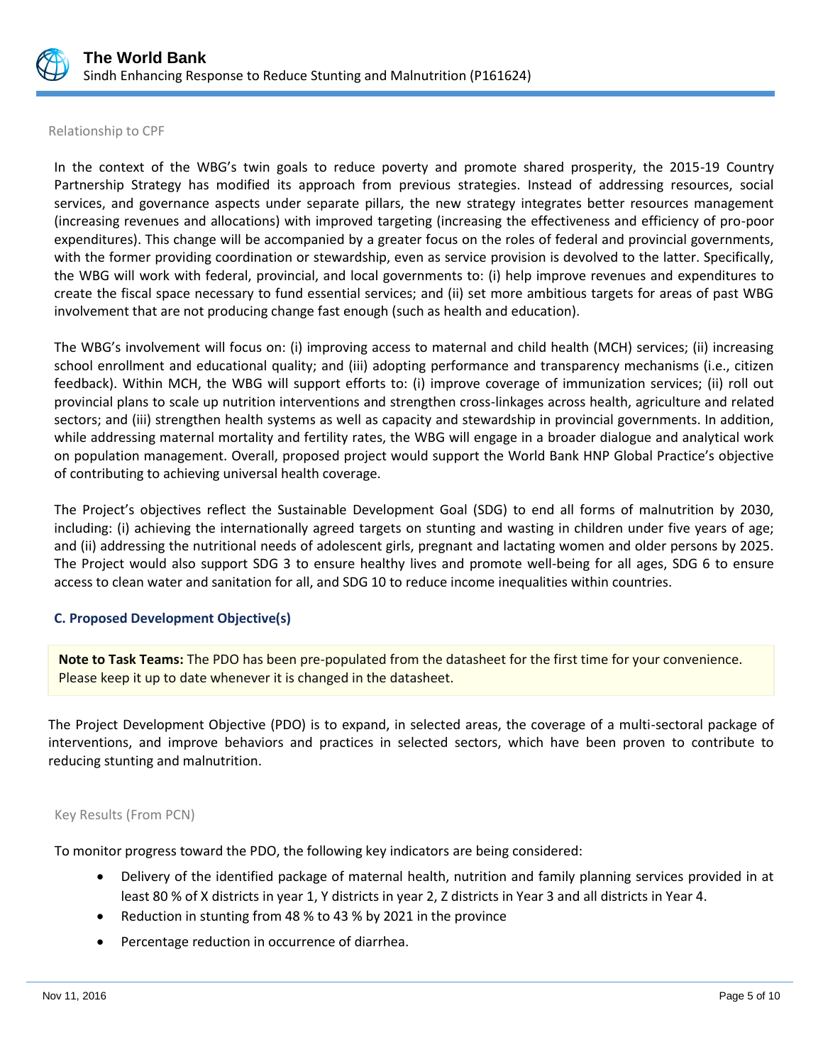Relationship to CPF

In the context of the WBG's twin goals to reduce poverty and promote shared prosperity, the 2015-19 Country Partnership Strategy has modified its approach from previous strategies. Instead of addressing resources, social services, and governance aspects under separate pillars, the new strategy integrates better resources management (increasing revenues and allocations) with improved targeting (increasing the effectiveness and efficiency of pro-poor expenditures). This change will be accompanied by a greater focus on the roles of federal and provincial governments, with the former providing coordination or stewardship, even as service provision is devolved to the latter. Specifically, the WBG will work with federal, provincial, and local governments to: (i) help improve revenues and expenditures to create the fiscal space necessary to fund essential services; and (ii) set more ambitious targets for areas of past WBG involvement that are not producing change fast enough (such as health and education).

The WBG's involvement will focus on: (i) improving access to maternal and child health (MCH) services; (ii) increasing school enrollment and educational quality; and (iii) adopting performance and transparency mechanisms (i.e., citizen feedback). Within MCH, the WBG will support efforts to: (i) improve coverage of immunization services; (ii) roll out provincial plans to scale up nutrition interventions and strengthen cross-linkages across health, agriculture and related sectors; and (iii) strengthen health systems as well as capacity and stewardship in provincial governments. In addition, while addressing maternal mortality and fertility rates, the WBG will engage in a broader dialogue and analytical work on population management. Overall, proposed project would support the World Bank HNP Global Practice's objective of contributing to achieving universal health coverage.

The Project's objectives reflect the Sustainable Development Goal (SDG) to end all forms of malnutrition by 2030, including: (i) achieving the internationally agreed targets on stunting and wasting in children under five years of age; and (ii) addressing the nutritional needs of adolescent girls, pregnant and lactating women and older persons by 2025. The Project would also support SDG 3 to ensure healthy lives and promote well-being for all ages, SDG 6 to ensure access to clean water and sanitation for all, and SDG 10 to reduce income inequalities within countries.

### C. Proposed Development Objective(s)

**Note to Task Teams:** The PDO has been pre-populated from the datasheet for the first time for your convenience. Please keep it up to date whenever it is changed in the datasheet.

The Project Development Objective (PDO) is to expand, in selected areas, the coverage of a multi-sectoral package of interventions, and improve behaviors and practices in selected sectors, which have been proven to contribute to reducing stunting and malnutrition.

Key Results (From PCN)

To monitor progress toward the PDO, the following key indicators are being considered:

- Delivery of the identified package of maternal health, nutrition and family planning services provided in at least 80 % of X districts in year 1, Y districts in year 2, Z districts in Year 3 and all districts in Year 4.
- Reduction in stunting from 48 % to 43 % by 2021 in the province
- Percentage reduction in occurrence of diarrhea.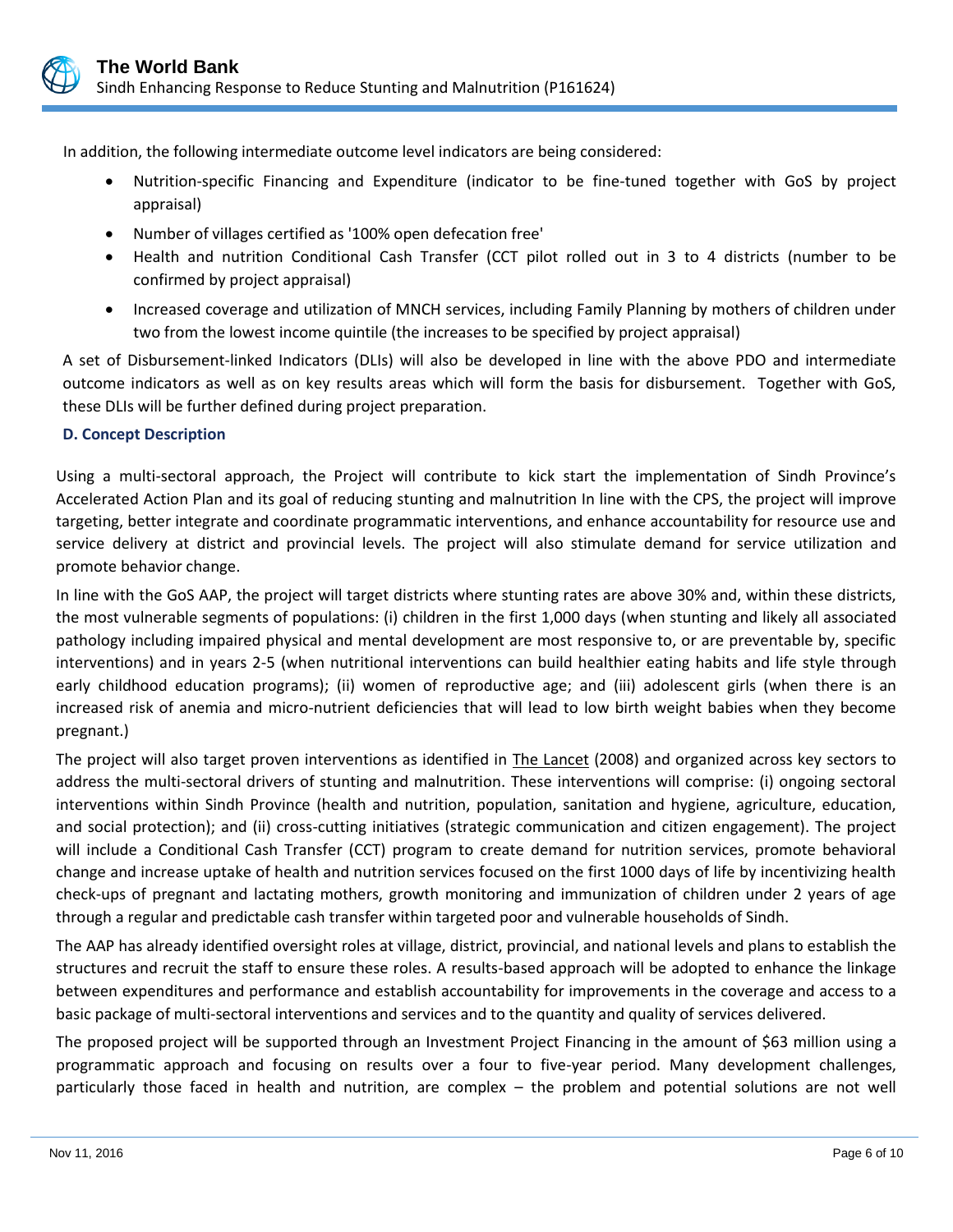In addition, the following intermediate outcome level indicators are being considered:

- Nutrition-specific Financing and Expenditure (indicator to be fine-tuned together with GoS by project appraisal)
- Number of villages certified as '100% open defecation free'
- Health and nutrition Conditional Cash Transfer (CCT pilot rolled out in 3 to 4 districts (number to be confirmed by project appraisal)
- Increased coverage and utilization of MNCH services, including Family Planning by mothers of children under two from the lowest income quintile (the increases to be specified by project appraisal)

A set of Disbursement-linked Indicators (DLIs) will also be developed in line with the above PDO and intermediate outcome indicators as well as on key results areas which will form the basis for disbursement. Together with GoS, these DLIs will be further defined during project preparation.

### D. Concept Description

Using a multi-sectoral approach, the Project will contribute to kick start the implementation of Sindh Province's Accelerated Action Plan and its goal of reducing stunting and malnutrition In line with the CPS, the project will improve targeting, better integrate and coordinate programmatic interventions, and enhance accountability for resource use and service delivery at district and provincial levels. The project will also stimulate demand for service utilization and promote behavior change.

In line with the GoS AAP, the project will target districts where stunting rates are above 30% and, within these districts, the most vulnerable segments of populations: (i) children in the first 1,000 days (when stunting and likely all associated pathology including impaired physical and mental development are most responsive to, or are preventable by, specific interventions) and in years 2-5 (when nutritional interventions can build healthier eating habits and life style through early childhood education programs); (ii) women of reproductive age; and (iii) adolescent girls (when there is an increased risk of anemia and micro-nutrient deficiencies that will lead to low birth weight babies when they become pregnant.)

The project will also target proven interventions as identified in The Lancet (2008) and organized across key sectors to address the multi-sectoral drivers of stunting and malnutrition. These interventions will comprise: (i) ongoing sectoral interventions within Sindh Province (health and nutrition, population, sanitation and hygiene, agriculture, education, and social protection); and (ii) cross-cutting initiatives (strategic communication and citizen engagement). The project will include a Conditional Cash Transfer (CCT) program to create demand for nutrition services, promote behavioral change and increase uptake of health and nutrition services focused on the first 1000 days of life by incentivizing health check-ups of pregnant and lactating mothers, growth monitoring and immunization of children under 2 years of age through a regular and predictable cash transfer within targeted poor and vulnerable households of Sindh.

The AAP has already identified oversight roles at village, district, provincial, and national levels and plans to establish the structures and recruit the staff to ensure these roles. A results-based approach will be adopted to enhance the linkage between expenditures and performance and establish accountability for improvements in the coverage and access to a basic package of multi-sectoral interventions and services and to the quantity and quality of services delivered.

The proposed project will be supported through an Investment Project Financing in the amount of $63 million using a programmatic approach and focusing on results over a four to five-year period. Many development challenges, particularly those faced in health and nutrition, are complex – the problem and potential solutions are not well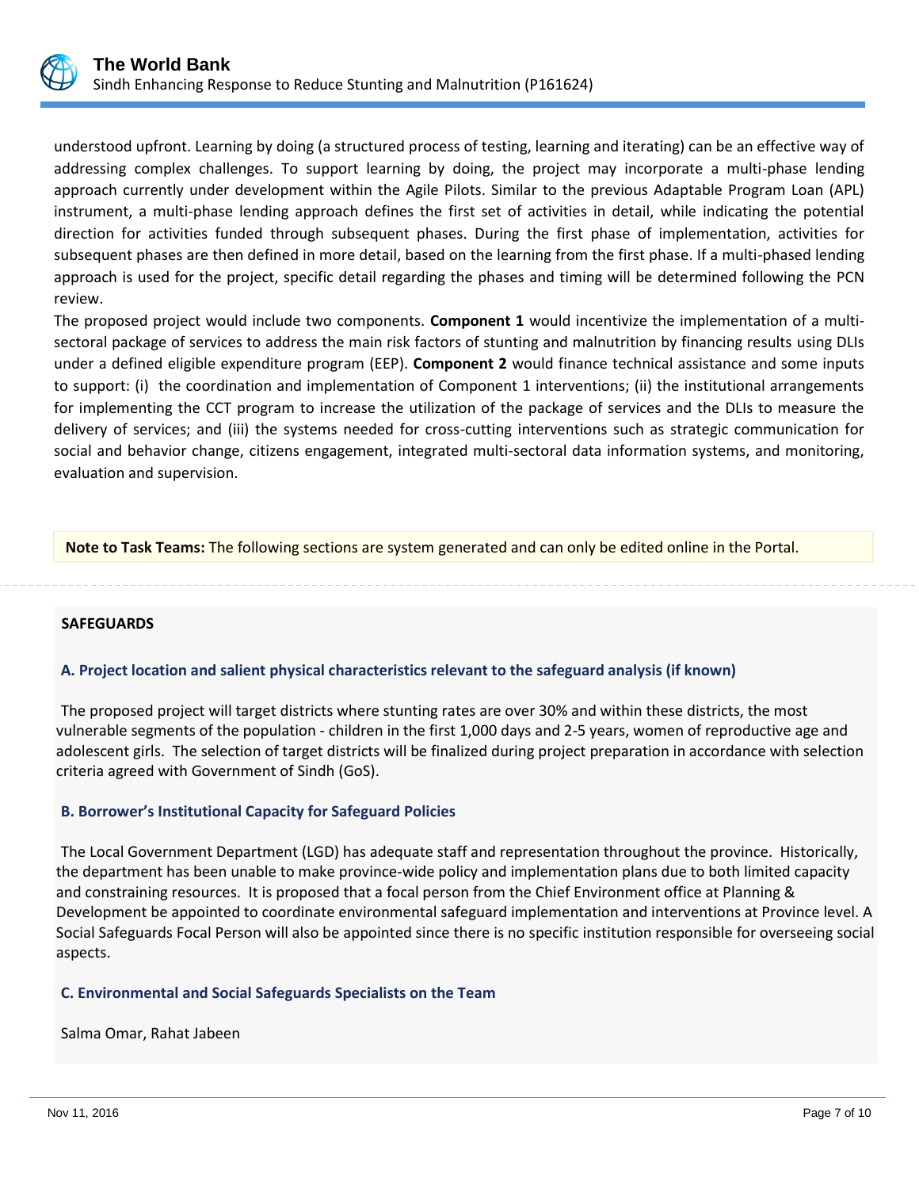understood upfront. Learning by doing (a structured process of testing, learning and iterating) can be an effective way of addressing complex challenges. To support learning by doing, the project may incorporate a multi-phase lending approach currently under development within the Agile Pilots. Similar to the previous Adaptable Program Loan (APL) instrument, a multi-phase lending approach defines the first set of activities in detail, while indicating the potential direction for activities funded through subsequent phases. During the first phase of implementation, activities for subsequent phases are then defined in more detail, based on the learning from the first phase. If a multi-phased lending approach is used for the project, specific detail regarding the phases and timing will be determined following the PCN review.

The proposed project would include two components. **Component 1** would incentivize the implementation of a multi-sectoral package of services to address the main risk factors of stunting and malnutrition by financing results using DLIs under a defined eligible expenditure program (EEP). **Component 2** would finance technical assistance and some inputs to support: (i) the coordination and implementation of Component 1 interventions; (ii) the institutional arrangements for implementing the CCT program to increase the utilization of the package of services and the DLIs to measure the delivery of services; and (iii) the systems needed for cross-cutting interventions such as strategic communication for social and behavior change, citizens engagement, integrated multi-sectoral data information systems, and monitoring, evaluation and supervision.

**Note to Task Teams:** The following sections are system generated and can only be edited online in the Portal.

## SAFEGUARDS

### A. Project location and salient physical characteristics relevant to the safeguard analysis (if known)

The proposed project will target districts where stunting rates are over 30% and within these districts, the most vulnerable segments of the population - children in the first 1,000 days and 2-5 years, women of reproductive age and adolescent girls. The selection of target districts will be finalized during project preparation in accordance with selection criteria agreed with Government of Sindh (GoS).

### B. Borrower's Institutional Capacity for Safeguard Policies

The Local Government Department (LGD) has adequate staff and representation throughout the province. Historically, the department has been unable to make province-wide policy and implementation plans due to both limited capacity and constraining resources. It is proposed that a focal person from the Chief Environment office at Planning & Development be appointed to coordinate environmental safeguard implementation and interventions at Province level. A Social Safeguards Focal Person will also be appointed since there is no specific institution responsible for overseeing social aspects.

### C. Environmental and Social Safeguards Specialists on the Team

Salma Omar, Rahat Jabeen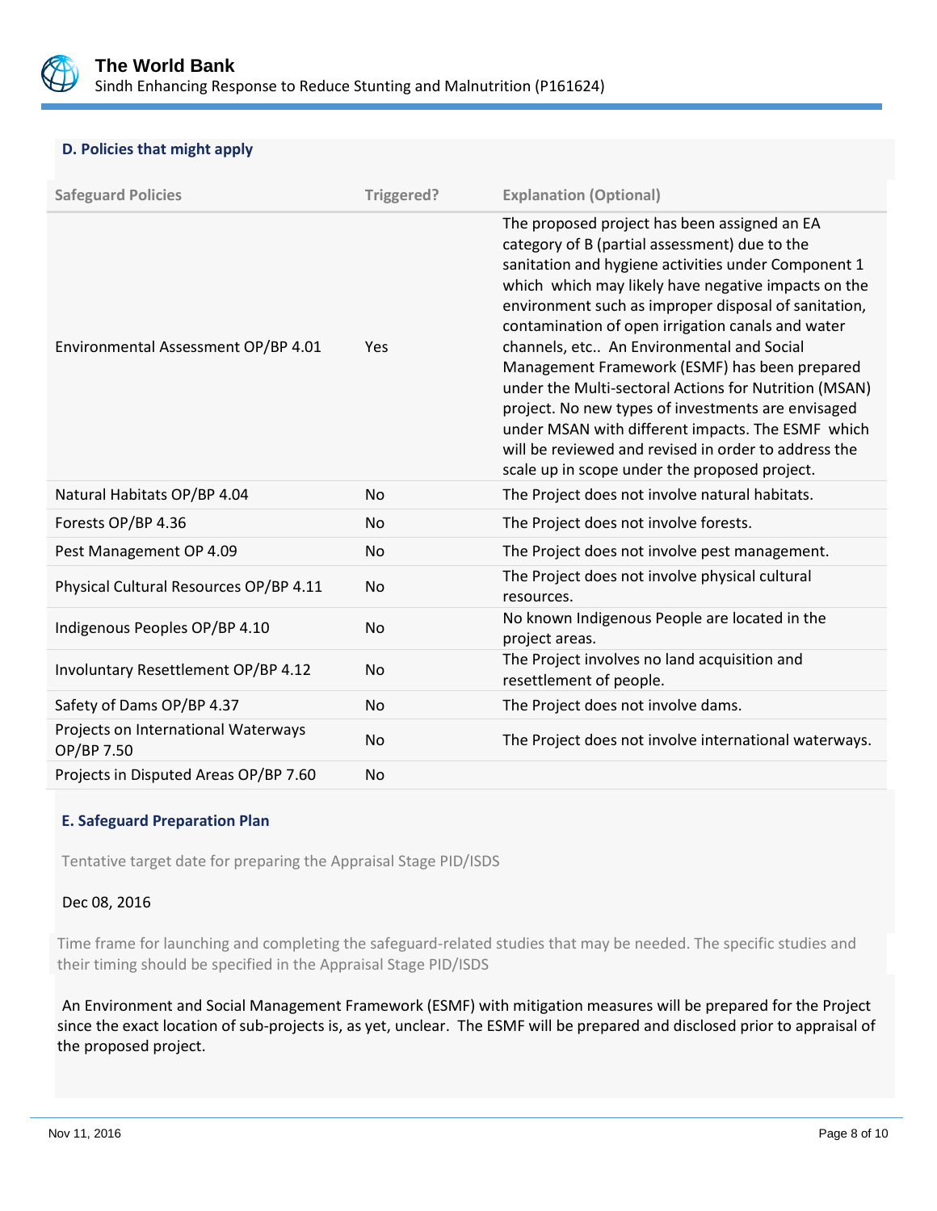### D. Policies that might apply

| Safeguard Policies | Triggered? | Explanation (Optional) |
|---|---|---|
| Environmental Assessment OP/BP 4.01 | Yes | The proposed project has been assigned an EA category of B (partial assessment) due to the sanitation and hygiene activities under Component 1 which which may likely have negative impacts on the environment such as improper disposal of sanitation, contamination of open irrigation canals and water channels, etc.. An Environmental and Social Management Framework (ESMF) has been prepared under the Multi-sectoral Actions for Nutrition (MSAN) project. No new types of investments are envisaged under MSAN with different impacts. The ESMF which will be reviewed and revised in order to address the scale up in scope under the proposed project. |
| Natural Habitats OP/BP 4.04 | No | The Project does not involve natural habitats. |
| Forests OP/BP 4.36 | No | The Project does not involve forests. |
| Pest Management OP 4.09 | No | The Project does not involve pest management. |
| Physical Cultural Resources OP/BP 4.11 | No | The Project does not involve physical cultural resources. |
| Indigenous Peoples OP/BP 4.10 | No | No known Indigenous People are located in the project areas. |
| Involuntary Resettlement OP/BP 4.12 | No | The Project involves no land acquisition and resettlement of people. |
| Safety of Dams OP/BP 4.37 | No | The Project does not involve dams. |
| Projects on International Waterways OP/BP 7.50 | No | The Project does not involve international waterways. |
| Projects in Disputed Areas OP/BP 7.60 | No | |

### E. Safeguard Preparation Plan

Tentative target date for preparing the Appraisal Stage PID/ISDS

Dec 08, 2016

Time frame for launching and completing the safeguard-related studies that may be needed. The specific studies and their timing should be specified in the Appraisal Stage PID/ISDS

An Environment and Social Management Framework (ESMF) with mitigation measures will be prepared for the Project since the exact location of sub-projects is, as yet, unclear. The ESMF will be prepared and disclosed prior to appraisal of the proposed project.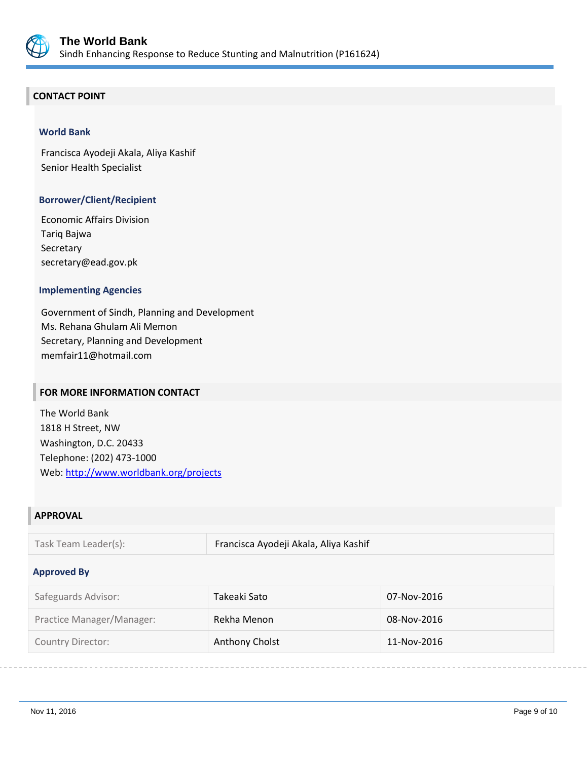## CONTACT POINT

### World Bank

Francisca Ayodeji Akala, Aliya Kashif
Senior Health Specialist

### Borrower/Client/Recipient

Economic Affairs Division
Tariq Bajwa
Secretary
secretary@ead.gov.pk

### Implementing Agencies

Government of Sindh, Planning and Development
Ms. Rehana Ghulam Ali Memon
Secretary, Planning and Development
memfair11@hotmail.com

## FOR MORE INFORMATION CONTACT

The World Bank
1818 H Street, NW
Washington, D.C. 20433
Telephone: (202) 473-1000
Web: http://www.worldbank.org/projects

## APPROVAL

| Task Team Leader(s): | Francisca Ayodeji Akala, Aliya Kashif |
|---|---|

### Approved By

| Safeguards Advisor: | Takeaki Sato | 07-Nov-2016 |
|---|---|---|
| Practice Manager/Manager: | Rekha Menon | 08-Nov-2016 |
| Country Director: | Anthony Cholst | 11-Nov-2016 |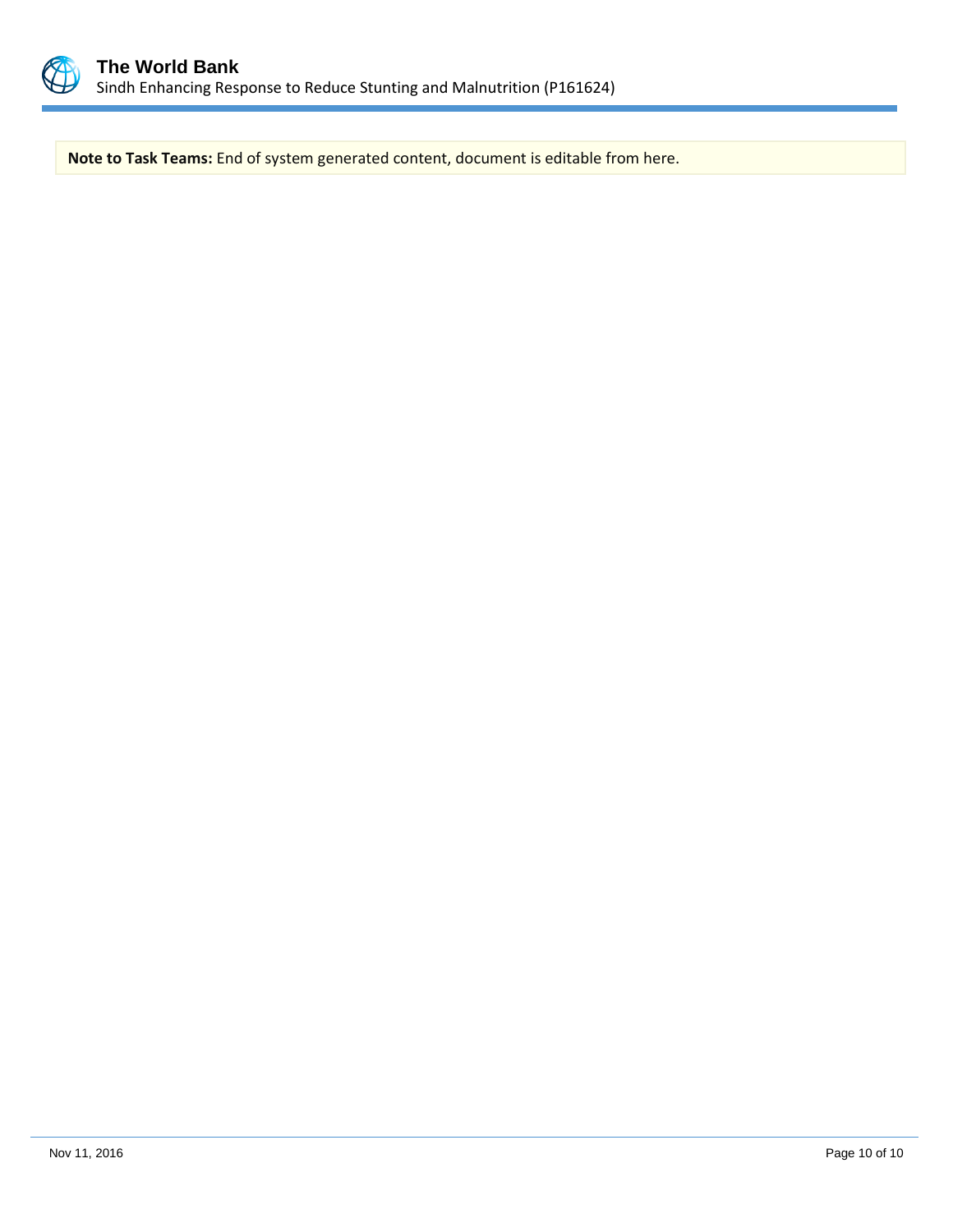**Note to Task Teams:** End of system generated content, document is editable from here.